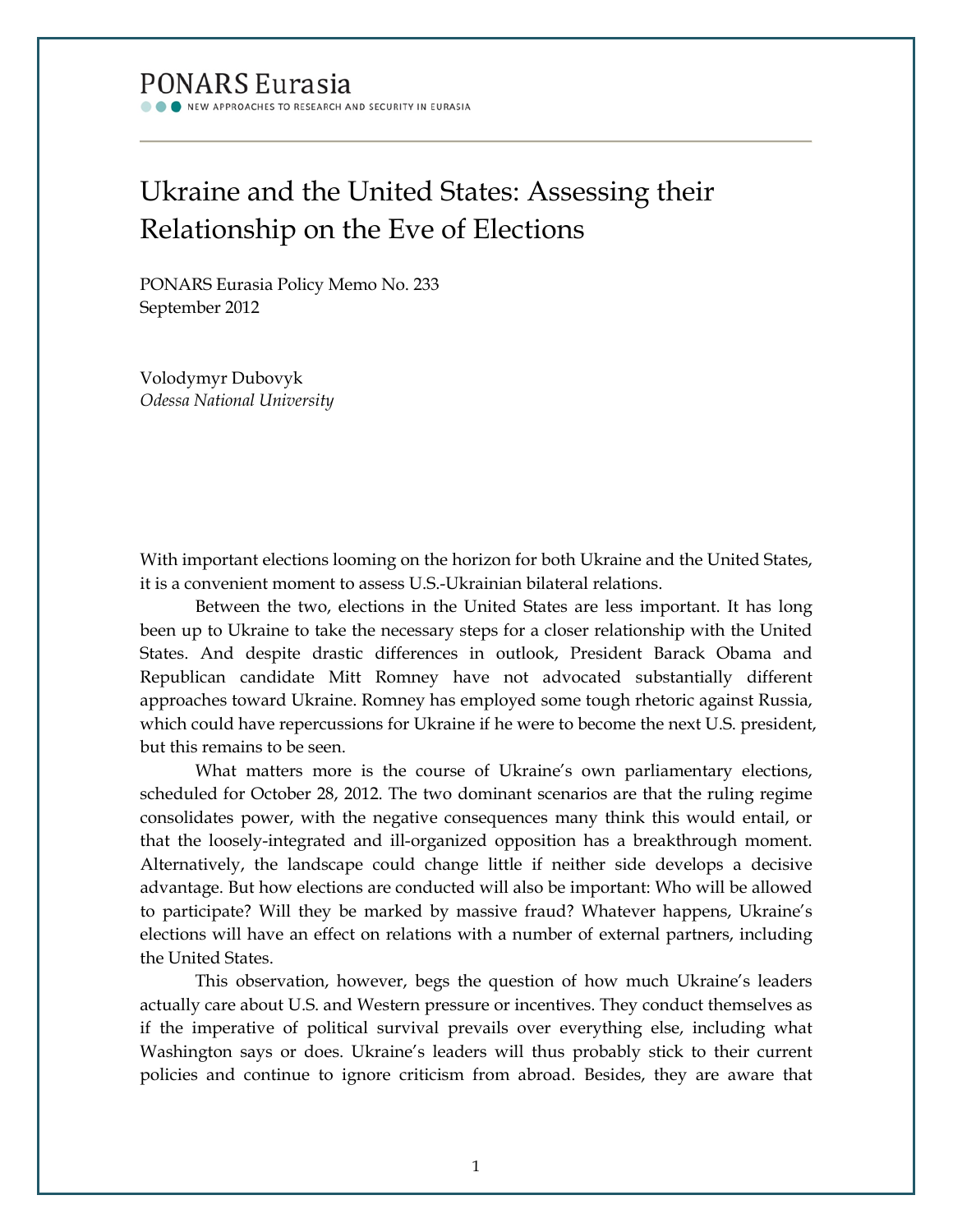PONARS Eurasia

NEW APPROACHES TO RESEARCH AND SECURITY IN EURASIA

# Ukraine and the United States: Assessing their Relationship on the Eve of Elections

PONARS Eurasia Policy Memo No. 233
September 2012

Volodymyr Dubovyk
*Odessa National University*

With important elections looming on the horizon for both Ukraine and the United States, it is a convenient moment to assess U.S.-Ukrainian bilateral relations.

Between the two, elections in the United States are less important. It has long been up to Ukraine to take the necessary steps for a closer relationship with the United States. And despite drastic differences in outlook, President Barack Obama and Republican candidate Mitt Romney have not advocated substantially different approaches toward Ukraine. Romney has employed some tough rhetoric against Russia, which could have repercussions for Ukraine if he were to become the next U.S. president, but this remains to be seen.

What matters more is the course of Ukraine's own parliamentary elections, scheduled for October 28, 2012. The two dominant scenarios are that the ruling regime consolidates power, with the negative consequences many think this would entail, or that the loosely-integrated and ill-organized opposition has a breakthrough moment. Alternatively, the landscape could change little if neither side develops a decisive advantage. But how elections are conducted will also be important: Who will be allowed to participate? Will they be marked by massive fraud? Whatever happens, Ukraine's elections will have an effect on relations with a number of external partners, including the United States.

This observation, however, begs the question of how much Ukraine's leaders actually care about U.S. and Western pressure or incentives. They conduct themselves as if the imperative of political survival prevails over everything else, including what Washington says or does. Ukraine's leaders will thus probably stick to their current policies and continue to ignore criticism from abroad. Besides, they are aware that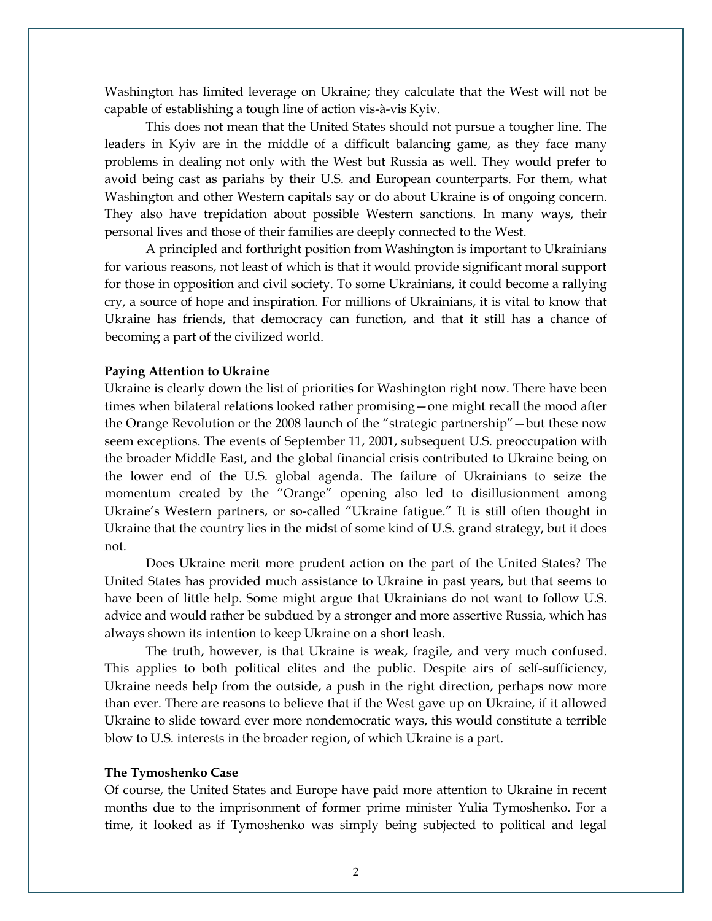Washington has limited leverage on Ukraine; they calculate that the West will not be capable of establishing a tough line of action vis-à-vis Kyiv.

This does not mean that the United States should not pursue a tougher line. The leaders in Kyiv are in the middle of a difficult balancing game, as they face many problems in dealing not only with the West but Russia as well. They would prefer to avoid being cast as pariahs by their U.S. and European counterparts. For them, what Washington and other Western capitals say or do about Ukraine is of ongoing concern. They also have trepidation about possible Western sanctions. In many ways, their personal lives and those of their families are deeply connected to the West.

A principled and forthright position from Washington is important to Ukrainians for various reasons, not least of which is that it would provide significant moral support for those in opposition and civil society. To some Ukrainians, it could become a rallying cry, a source of hope and inspiration. For millions of Ukrainians, it is vital to know that Ukraine has friends, that democracy can function, and that it still has a chance of becoming a part of the civilized world.

**Paying Attention to Ukraine**

Ukraine is clearly down the list of priorities for Washington right now. There have been times when bilateral relations looked rather promising—one might recall the mood after the Orange Revolution or the 2008 launch of the "strategic partnership"—but these now seem exceptions. The events of September 11, 2001, subsequent U.S. preoccupation with the broader Middle East, and the global financial crisis contributed to Ukraine being on the lower end of the U.S. global agenda. The failure of Ukrainians to seize the momentum created by the "Orange" opening also led to disillusionment among Ukraine's Western partners, or so-called "Ukraine fatigue." It is still often thought in Ukraine that the country lies in the midst of some kind of U.S. grand strategy, but it does not.

Does Ukraine merit more prudent action on the part of the United States? The United States has provided much assistance to Ukraine in past years, but that seems to have been of little help. Some might argue that Ukrainians do not want to follow U.S. advice and would rather be subdued by a stronger and more assertive Russia, which has always shown its intention to keep Ukraine on a short leash.

The truth, however, is that Ukraine is weak, fragile, and very much confused. This applies to both political elites and the public. Despite airs of self-sufficiency, Ukraine needs help from the outside, a push in the right direction, perhaps now more than ever. There are reasons to believe that if the West gave up on Ukraine, if it allowed Ukraine to slide toward ever more nondemocratic ways, this would constitute a terrible blow to U.S. interests in the broader region, of which Ukraine is a part.

**The Tymoshenko Case**

Of course, the United States and Europe have paid more attention to Ukraine in recent months due to the imprisonment of former prime minister Yulia Tymoshenko. For a time, it looked as if Tymoshenko was simply being subjected to political and legal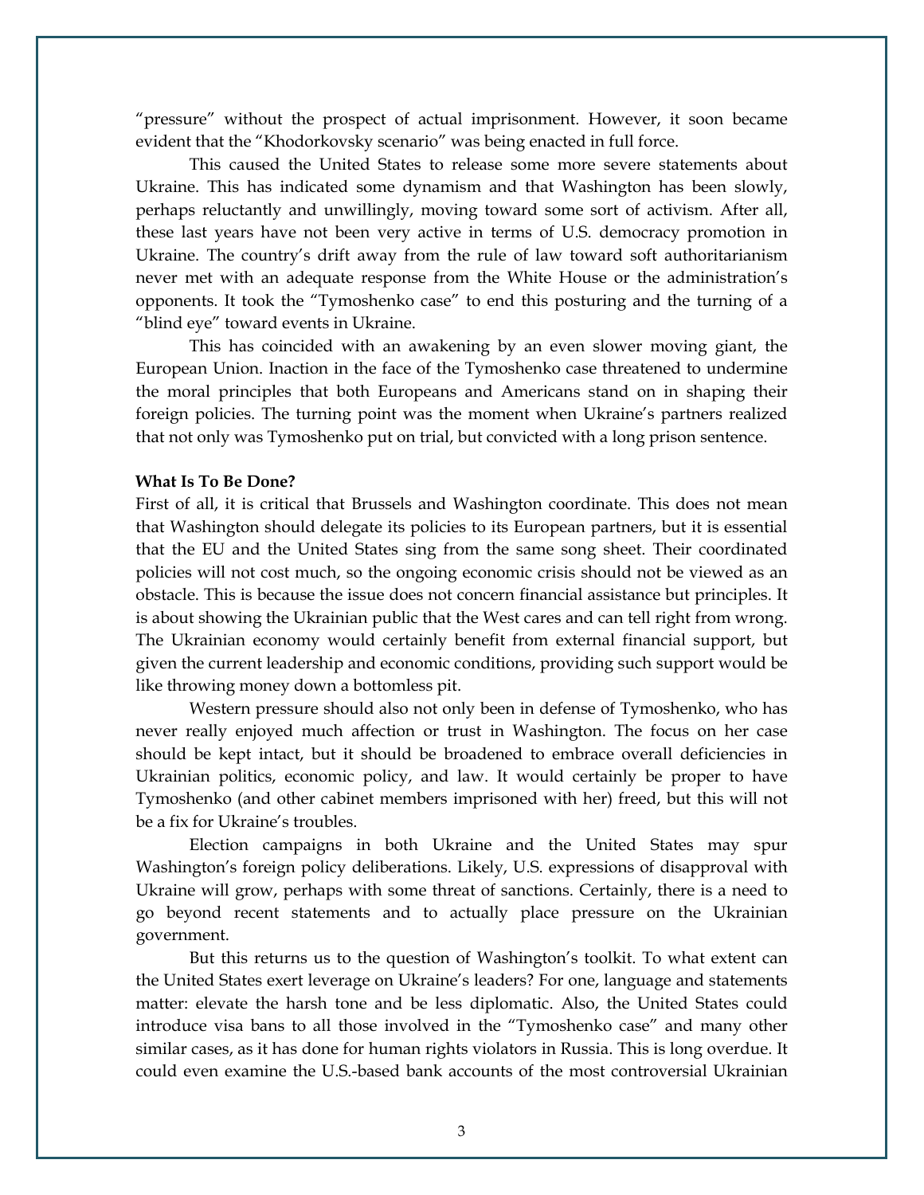"pressure" without the prospect of actual imprisonment. However, it soon became evident that the "Khodorkovsky scenario" was being enacted in full force.

This caused the United States to release some more severe statements about Ukraine. This has indicated some dynamism and that Washington has been slowly, perhaps reluctantly and unwillingly, moving toward some sort of activism. After all, these last years have not been very active in terms of U.S. democracy promotion in Ukraine. The country's drift away from the rule of law toward soft authoritarianism never met with an adequate response from the White House or the administration's opponents. It took the "Tymoshenko case" to end this posturing and the turning of a "blind eye" toward events in Ukraine.

This has coincided with an awakening by an even slower moving giant, the European Union. Inaction in the face of the Tymoshenko case threatened to undermine the moral principles that both Europeans and Americans stand on in shaping their foreign policies. The turning point was the moment when Ukraine's partners realized that not only was Tymoshenko put on trial, but convicted with a long prison sentence.

**What Is To Be Done?**

First of all, it is critical that Brussels and Washington coordinate. This does not mean that Washington should delegate its policies to its European partners, but it is essential that the EU and the United States sing from the same song sheet. Their coordinated policies will not cost much, so the ongoing economic crisis should not be viewed as an obstacle. This is because the issue does not concern financial assistance but principles. It is about showing the Ukrainian public that the West cares and can tell right from wrong. The Ukrainian economy would certainly benefit from external financial support, but given the current leadership and economic conditions, providing such support would be like throwing money down a bottomless pit.

Western pressure should also not only been in defense of Tymoshenko, who has never really enjoyed much affection or trust in Washington. The focus on her case should be kept intact, but it should be broadened to embrace overall deficiencies in Ukrainian politics, economic policy, and law. It would certainly be proper to have Tymoshenko (and other cabinet members imprisoned with her) freed, but this will not be a fix for Ukraine's troubles.

Election campaigns in both Ukraine and the United States may spur Washington's foreign policy deliberations. Likely, U.S. expressions of disapproval with Ukraine will grow, perhaps with some threat of sanctions. Certainly, there is a need to go beyond recent statements and to actually place pressure on the Ukrainian government.

But this returns us to the question of Washington's toolkit. To what extent can the United States exert leverage on Ukraine's leaders? For one, language and statements matter: elevate the harsh tone and be less diplomatic. Also, the United States could introduce visa bans to all those involved in the "Tymoshenko case" and many other similar cases, as it has done for human rights violators in Russia. This is long overdue. It could even examine the U.S.-based bank accounts of the most controversial Ukrainian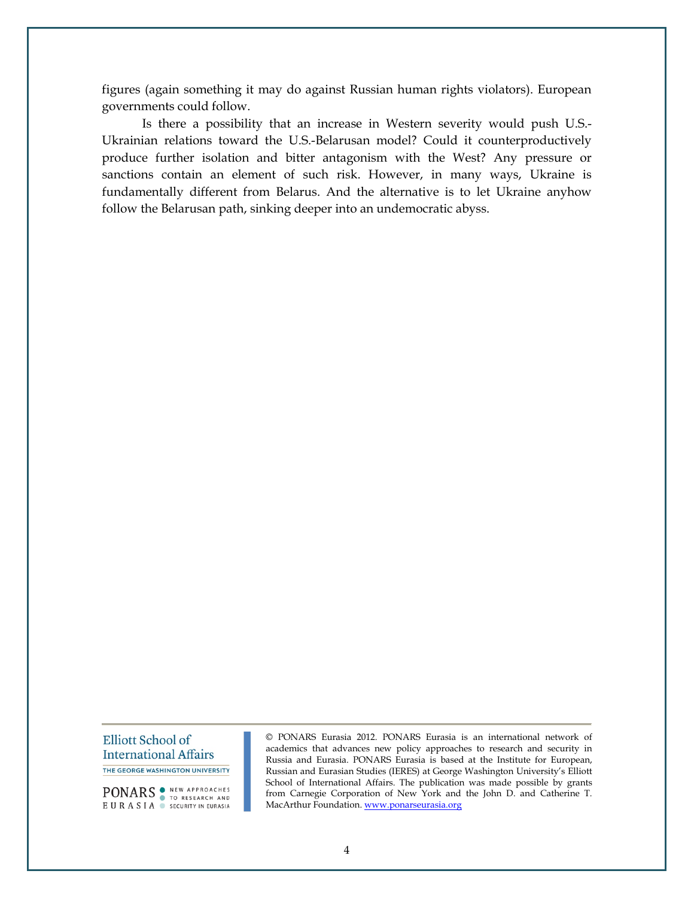figures (again something it may do against Russian human rights violators). European governments could follow.

Is there a possibility that an increase in Western severity would push U.S.-Ukrainian relations toward the U.S.-Belarusan model? Could it counterproductively produce further isolation and bitter antagonism with the West? Any pressure or sanctions contain an element of such risk. However, in many ways, Ukraine is fundamentally different from Belarus. And the alternative is to let Ukraine anyhow follow the Belarusan path, sinking deeper into an undemocratic abyss.

Elliott School of International Affairs

THE GEORGE WASHINGTON UNIVERSITY

PONARS EURASIA NEW APPROACHES TO RESEARCH AND SECURITY IN EURASIA

© PONARS Eurasia 2012. PONARS Eurasia is an international network of academics that advances new policy approaches to research and security in Russia and Eurasia. PONARS Eurasia is based at the Institute for European, Russian and Eurasian Studies (IERES) at George Washington University's Elliott School of International Affairs. The publication was made possible by grants from Carnegie Corporation of New York and the John D. and Catherine T. MacArthur Foundation. www.ponarseurasia.org